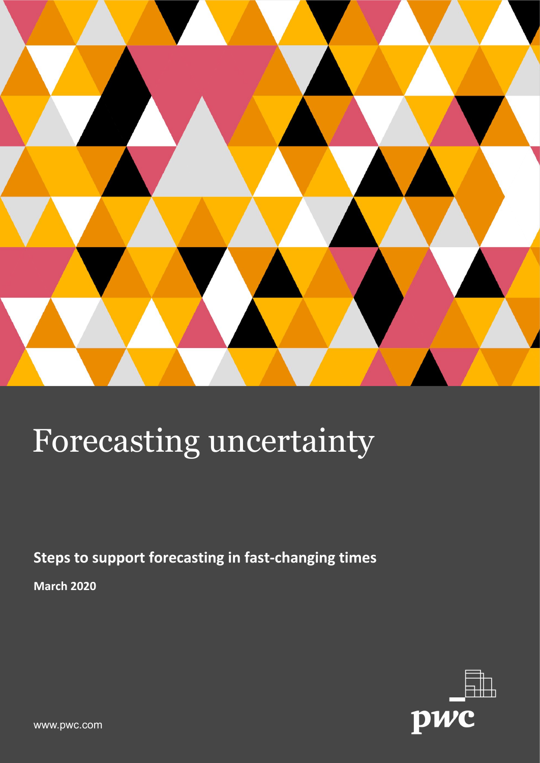# Forecasting uncertainty

**Steps to support forecasting in fast-changing times**

**March 2020**

www.pwc.com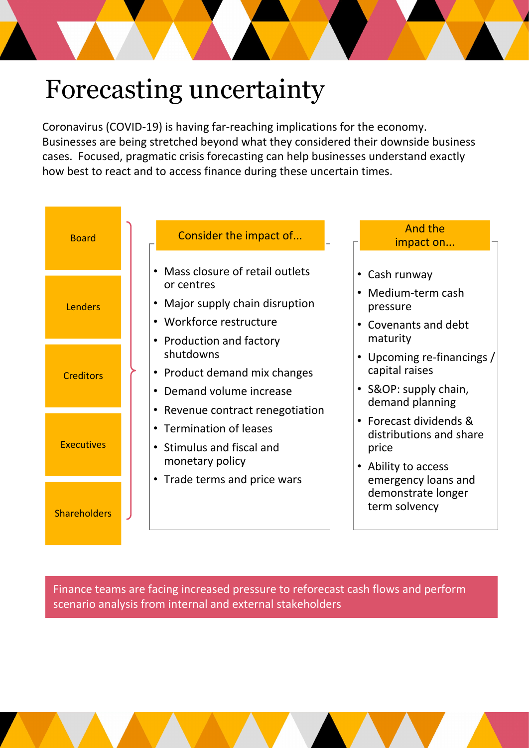# Forecasting uncertainty

Coronavirus (COVID-19) is having far-reaching implications for the economy. Businesses are being stretched beyond what they considered their downside business cases. Focused, pragmatic crisis forecasting can help businesses understand exactly how best to react and to access finance during these uncertain times.

- Board
- Lenders
- Creditors
- Executives
- Shareholders

**Consider the impact of...**

- Mass closure of retail outlets or centres
- Major supply chain disruption
- Workforce restructure
- Production and factory shutdowns
- Product demand mix changes
- Demand volume increase
- Revenue contract renegotiation
- Termination of leases
- Stimulus and fiscal and monetary policy
- Trade terms and price wars

**And the impact on...**

- Cash runway
- Medium-term cash pressure
- Covenants and debt maturity
- Upcoming re-financings / capital raises
- S&OP: supply chain, demand planning
- Forecast dividends & distributions and share price
- Ability to access emergency loans and demonstrate longer term solvency

Finance teams are facing increased pressure to reforecast cash flows and perform scenario analysis from internal and external stakeholders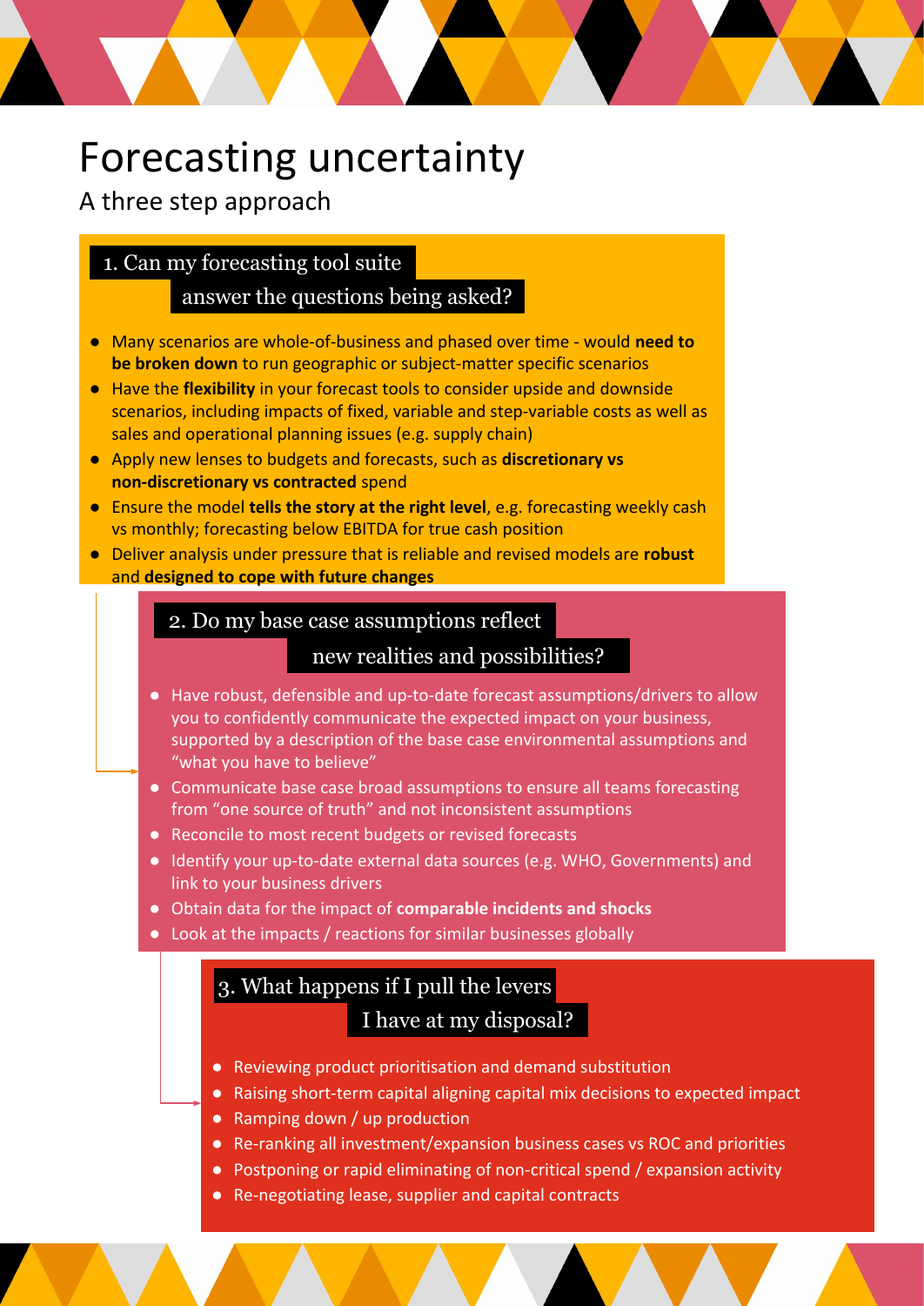# Forecasting uncertainty

A three step approach

## 1. Can my forecasting tool suite answer the questions being asked?

- Many scenarios are whole-of-business and phased over time - would **need to be broken down** to run geographic or subject-matter specific scenarios
- Have the **flexibility** in your forecast tools to consider upside and downside scenarios, including impacts of fixed, variable and step-variable costs as well as sales and operational planning issues (e.g. supply chain)
- Apply new lenses to budgets and forecasts, such as **discretionary vs non-discretionary vs contracted** spend
- Ensure the model **tells the story at the right level**, e.g. forecasting weekly cash vs monthly; forecasting below EBITDA for true cash position
- Deliver analysis under pressure that is reliable and revised models are **robust** and **designed to cope with future changes**

## 2. Do my base case assumptions reflect new realities and possibilities?

- Have robust, defensible and up-to-date forecast assumptions/drivers to allow you to confidently communicate the expected impact on your business, supported by a description of the base case environmental assumptions and "what you have to believe"
- Communicate base case broad assumptions to ensure all teams forecasting from "one source of truth" and not inconsistent assumptions
- Reconcile to most recent budgets or revised forecasts
- Identify your up-to-date external data sources (e.g. WHO, Governments) and link to your business drivers
- Obtain data for the impact of **comparable incidents and shocks**
- Look at the impacts / reactions for similar businesses globally

## 3. What happens if I pull the levers I have at my disposal?

- Reviewing product prioritisation and demand substitution
- Raising short-term capital aligning capital mix decisions to expected impact
- Ramping down / up production
- Re-ranking all investment/expansion business cases vs ROC and priorities
- Postponing or rapid eliminating of non-critical spend / expansion activity
- Re-negotiating lease, supplier and capital contracts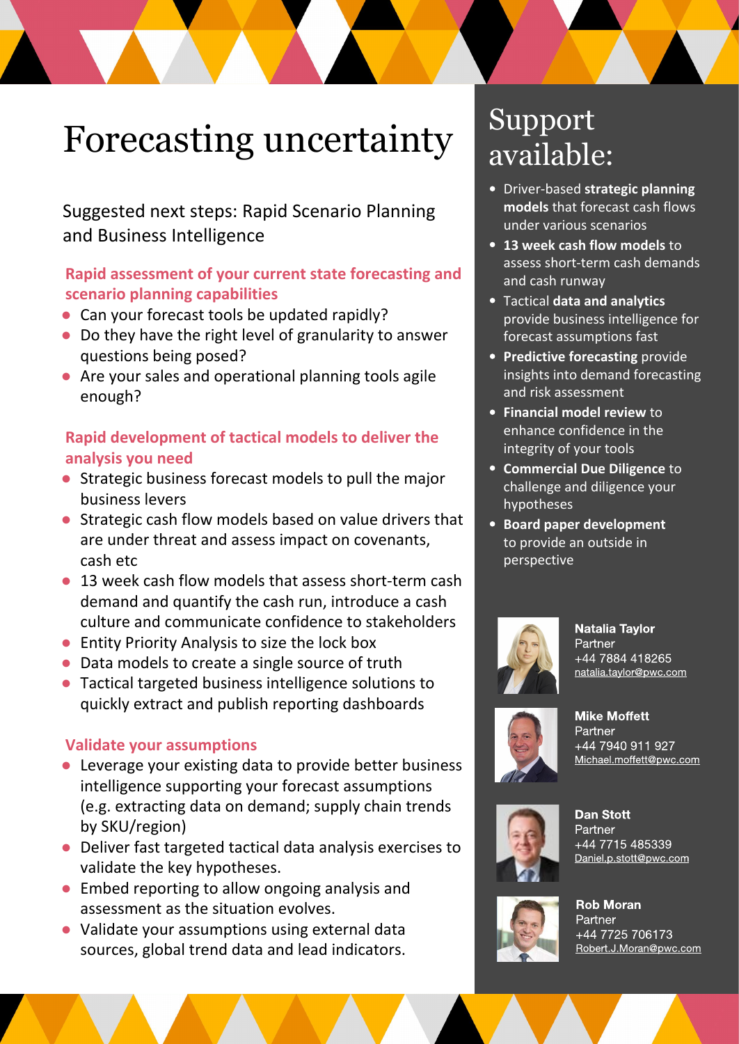# Forecasting uncertainty

Suggested next steps: Rapid Scenario Planning and Business Intelligence

### Rapid assessment of your current state forecasting and scenario planning capabilities

- Can your forecast tools be updated rapidly?
- Do they have the right level of granularity to answer questions being posed?
- Are your sales and operational planning tools agile enough?

### Rapid development of tactical models to deliver the analysis you need

- Strategic business forecast models to pull the major business levers
- Strategic cash flow models based on value drivers that are under threat and assess impact on covenants, cash etc
- 13 week cash flow models that assess short-term cash demand and quantify the cash run, introduce a cash culture and communicate confidence to stakeholders
- Entity Priority Analysis to size the lock box
- Data models to create a single source of truth
- Tactical targeted business intelligence solutions to quickly extract and publish reporting dashboards

### Validate your assumptions

- Leverage your existing data to provide better business intelligence supporting your forecast assumptions (e.g. extracting data on demand; supply chain trends by SKU/region)
- Deliver fast targeted tactical data analysis exercises to validate the key hypotheses.
- Embed reporting to allow ongoing analysis and assessment as the situation evolves.
- Validate your assumptions using external data sources, global trend data and lead indicators.

## Support available:

- Driver-based **strategic planning models** that forecast cash flows under various scenarios
- **13 week cash flow models** to assess short-term cash demands and cash runway
- Tactical **data and analytics** provide business intelligence for forecast assumptions fast
- **Predictive forecasting** provide insights into demand forecasting and risk assessment
- **Financial model review** to enhance confidence in the integrity of your tools
- **Commercial Due Diligence** to challenge and diligence your hypotheses
- **Board paper development** to provide an outside in perspective

**Natalia Taylor**
Partner
+44 7884 418265
natalia.taylor@pwc.com

**Mike Moffett**
Partner
+44 7940 911 927
Michael.moffett@pwc.com

**Dan Stott**
Partner
+44 7715 485339
Daniel.p.stott@pwc.com

**Rob Moran**
Partner
+44 7725 706173
Robert.J.Moran@pwc.com